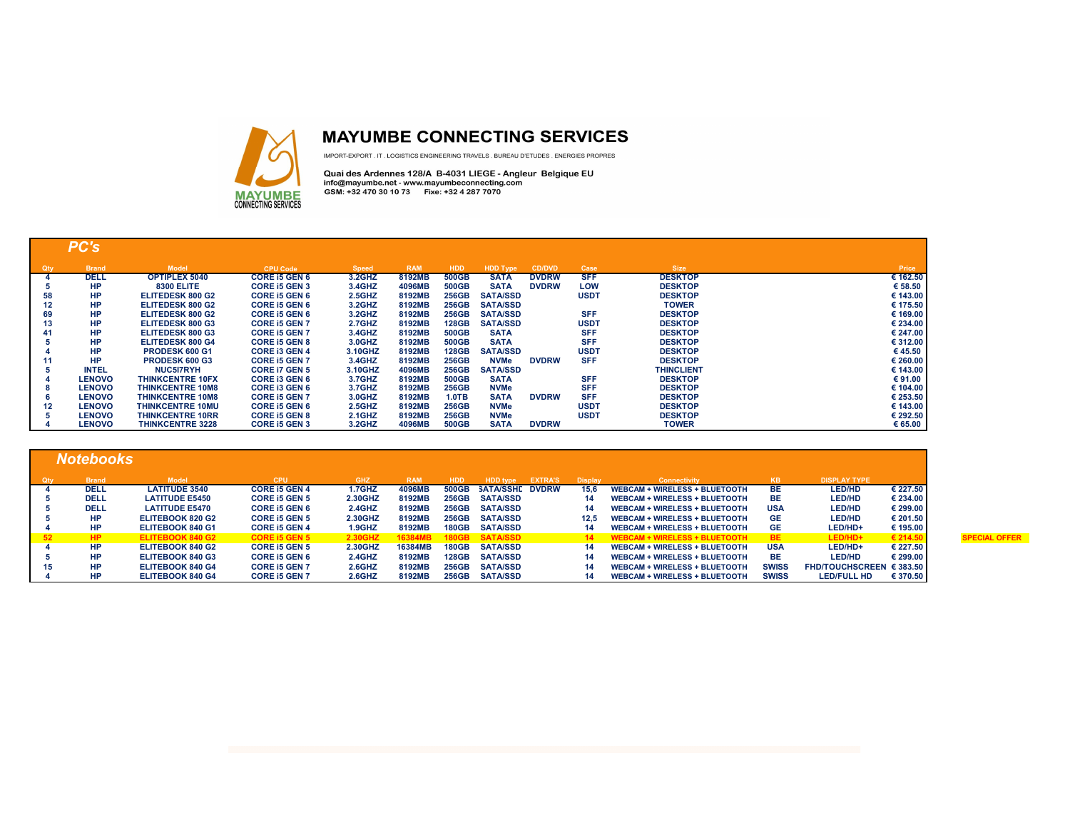# MAYUMBE CONNECTING SERVICES

IMPORT-EXPORT . IT . LOGISTICS ENGINEERING TRAVELS . BUREAU D'ETUDES . ENERGIES PROPRES

Quai des Ardennes 128/A B-4031 LIEGE - Angleur Belgique EU
info@mayumbe.net - www.mayumbeconnecting.com
GSM: +32 470 30 10 73 Fixe: +32 4 287 7070

## PC's

| Qty | Brand | Model | CPU Code | Speed | RAM | HDD | HDD Type | CD/DVD | Case | Size | Price |
|---|---|---|---|---|---|---|---|---|---|---|---|
| 4 | DELL | OPTIPLEX 5040 | CORE i5 GEN 6 | 3.2GHZ | 8192MB | 500GB | SATA | DVDRW | SFF | DESKTOP | € 162.50 |
| 5 | HP | 8300 ELITE | CORE i5 GEN 3 | 3.4GHZ | 4096MB | 500GB | SATA | DVDRW | LOW | DESKTOP | € 58.50 |
| 58 | HP | ELITEDESK 800 G2 | CORE i5 GEN 6 | 2.5GHZ | 8192MB | 256GB | SATA/SSD | | USDT | DESKTOP | € 143.00 |
| 12 | HP | ELITEDESK 800 G2 | CORE i5 GEN 6 | 3.2GHZ | 8192MB | 256GB | SATA/SSD | | | TOWER | € 175.50 |
| 69 | HP | ELITEDESK 800 G2 | CORE i5 GEN 6 | 3.2GHZ | 8192MB | 256GB | SATA/SSD | | SFF | DESKTOP | € 169.00 |
| 13 | HP | ELITEDESK 800 G3 | CORE i5 GEN 7 | 2.7GHZ | 8192MB | 128GB | SATA/SSD | | USDT | DESKTOP | € 234.00 |
| 41 | HP | ELITEDESK 800 G3 | CORE i5 GEN 7 | 3.4GHZ | 8192MB | 500GB | SATA | | SFF | DESKTOP | € 247.00 |
| 5 | HP | ELITEDESK 800 G4 | CORE i5 GEN 8 | 3.0GHZ | 8192MB | 500GB | SATA | | SFF | DESKTOP | € 312.00 |
| 4 | HP | PRODESK 600 G1 | CORE i3 GEN 4 | 3.10GHZ | 8192MB | 128GB | SATA/SSD | | USDT | DESKTOP | € 45.50 |
| 11 | HP | PRODESK 600 G3 | CORE i5 GEN 7 | 3.4GHZ | 8192MB | 256GB | NVMe | DVDRW | SFF | DESKTOP | € 260.00 |
| 5 | INTEL | NUC5I7RYH | CORE i7 GEN 5 | 3.10GHZ | 4096MB | 256GB | SATA/SSD | | | THINCLIENT | € 143.00 |
| 4 | LENOVO | THINKCENTRE 10FX | CORE i3 GEN 6 | 3.7GHZ | 8192MB | 500GB | SATA | | SFF | DESKTOP | € 91.00 |
| 8 | LENOVO | THINKCENTRE 10M8 | CORE i3 GEN 6 | 3.7GHZ | 8192MB | 256GB | NVMe | | SFF | DESKTOP | € 104.00 |
| 6 | LENOVO | THINKCENTRE 10M8 | CORE i5 GEN 7 | 3.0GHZ | 8192MB | 1.0TB | SATA | DVDRW | SFF | DESKTOP | € 253.50 |
| 12 | LENOVO | THINKCENTRE 10MU | CORE i5 GEN 6 | 2.5GHZ | 8192MB | 256GB | NVMe | | USDT | DESKTOP | € 143.00 |
| 5 | LENOVO | THINKCENTRE 10RR | CORE i5 GEN 8 | 2.1GHZ | 8192MB | 256GB | NVMe | | USDT | DESKTOP | € 292.50 |
| 4 | LENOVO | THINKCENTRE 3228 | CORE i5 GEN 3 | 3.2GHZ | 4096MB | 500GB | SATA | DVDRW | | TOWER | € 65.00 |

## Notebooks

| Qty | Brand | Model | CPU | GHZ | RAM | HDD | HDD type | EXTRA'S | Display | Connectivity | KB | DISPLAY TYPE | Price | |
|---|---|---|---|---|---|---|---|---|---|---|---|---|---|---|
| 4 | DELL | LATITUDE 3540 | CORE i5 GEN 4 | 1.7GHZ | 4096MB | 500GB | SATA/SSHD | DVDRW | 15,6 | WEBCAM + WIRELESS + BLUETOOTH | BE | LED/HD | € 227.50 | |
| 5 | DELL | LATITUDE E5450 | CORE i5 GEN 5 | 2.30GHZ | 8192MB | 256GB | SATA/SSD | | 14 | WEBCAM + WIRELESS + BLUETOOTH | BE | LED/HD | € 234.00 | |
| 5 | DELL | LATITUDE E5470 | CORE i5 GEN 6 | 2.4GHZ | 8192MB | 256GB | SATA/SSD | | 14 | WEBCAM + WIRELESS + BLUETOOTH | USA | LED/HD | € 299.00 | |
| 5 | HP | ELITEBOOK 820 G2 | CORE i5 GEN 5 | 2.30GHZ | 8192MB | 256GB | SATA/SSD | | 12,5 | WEBCAM + WIRELESS + BLUETOOTH | GE | LED/HD | € 201.50 | |
| 4 | HP | ELITEBOOK 840 G1 | CORE i5 GEN 4 | 1.9GHZ | 8192MB | 180GB | SATA/SSD | | 14 | WEBCAM + WIRELESS + BLUETOOTH | GE | LED/HD+ | € 195.00 | |
| 52 | HP | ELITEBOOK 840 G2 | CORE i5 GEN 5 | 2.30GHZ | 16384MB | 180GB | SATA/SSD | | 14 | WEBCAM + WIRELESS + BLUETOOTH | BE | LED/HD+ | € 214.50 | SPECIAL OFFER |
| 4 | HP | ELITEBOOK 840 G2 | CORE i5 GEN 5 | 2.30GHZ | 16384MB | 180GB | SATA/SSD | | 14 | WEBCAM + WIRELESS + BLUETOOTH | USA | LED/HD+ | € 227.50 | |
| 5 | HP | ELITEBOOK 840 G3 | CORE i5 GEN 6 | 2.4GHZ | 8192MB | 128GB | SATA/SSD | | 14 | WEBCAM + WIRELESS + BLUETOOTH | BE | LED/HD | € 299.00 | |
| 15 | HP | ELITEBOOK 840 G4 | CORE i5 GEN 7 | 2.6GHZ | 8192MB | 256GB | SATA/SSD | | 14 | WEBCAM + WIRELESS + BLUETOOTH | SWISS | FHD/TOUCHSCREEN | € 383.50 | |
| 4 | HP | ELITEBOOK 840 G4 | CORE i5 GEN 7 | 2.6GHZ | 8192MB | 256GB | SATA/SSD | | 14 | WEBCAM + WIRELESS + BLUETOOTH | SWISS | LED/FULL HD | € 370.50 | |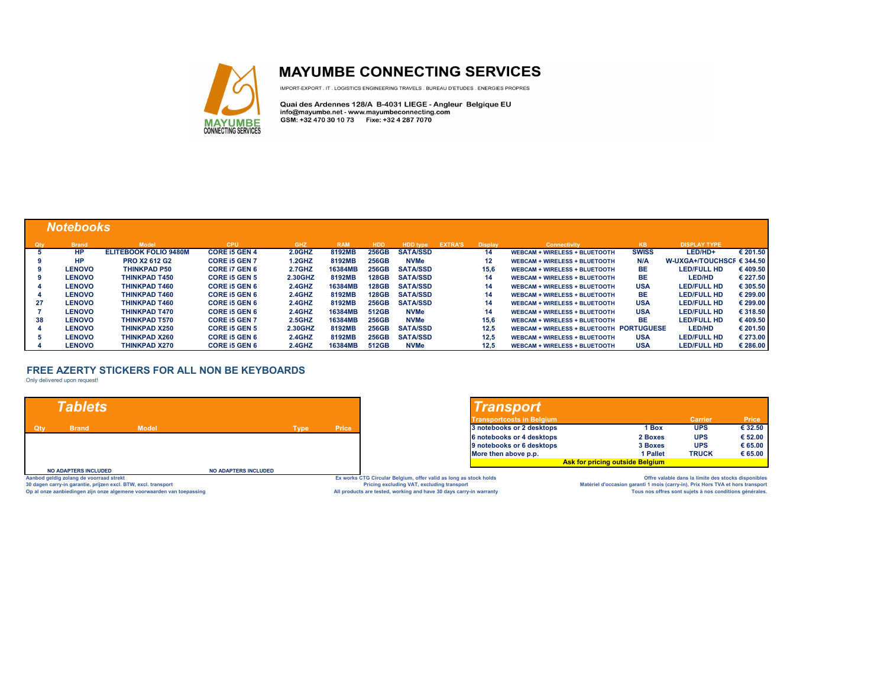# MAYUMBE CONNECTING SERVICES

IMPORT-EXPORT . IT . LOGISTICS ENGINEERING TRAVELS . BUREAU D'ETUDES . ENERGIES PROPRES

**Quai des Ardennes 128/A B-4031 LIEGE - Angleur Belgique EU**
**info@mayumbe.net - www.mayumbeconnecting.com**
**GSM: +32 470 30 10 73 Fixe: +32 4 287 7070**

## Notebooks

| Qty | Brand | Model | CPU | GHZ | RAM | HDD | HDD type | EXTRA'S | Display | Connectivity | KB | DISPLAY TYPE | |
|---|---|---|---|---|---|---|---|---|---|---|---|---|---|
| 5 | HP | ELITEBOOK FOLIO 9480M | CORE i5 GEN 4 | 2.0GHZ | 8192MB | 256GB | SATA/SSD | | 14 | WEBCAM + WIRELESS + BLUETOOTH | SWISS | LED/HD+ | € 201.50 |
| 9 | HP | PRO X2 612 G2 | CORE i5 GEN 7 | 1.2GHZ | 8192MB | 256GB | NVMe | | 12 | WEBCAM + WIRELESS + BLUETOOTH | N/A | W-UXGA+/TOUCHSCR | € 344.50 |
| 9 | LENOVO | THINKPAD P50 | CORE i7 GEN 6 | 2.7GHZ | 16384MB | 256GB | SATA/SSD | | 15,6 | WEBCAM + WIRELESS + BLUETOOTH | BE | LED/FULL HD | € 409.50 |
| 9 | LENOVO | THINKPAD T450 | CORE i5 GEN 5 | 2.30GHZ | 8192MB | 128GB | SATA/SSD | | 14 | WEBCAM + WIRELESS + BLUETOOTH | BE | LED/HD | € 227.50 |
| 4 | LENOVO | THINKPAD T460 | CORE i5 GEN 6 | 2.4GHZ | 16384MB | 128GB | SATA/SSD | | 14 | WEBCAM + WIRELESS + BLUETOOTH | USA | LED/FULL HD | € 305.50 |
| 4 | LENOVO | THINKPAD T460 | CORE i5 GEN 6 | 2.4GHZ | 8192MB | 128GB | SATA/SSD | | 14 | WEBCAM + WIRELESS + BLUETOOTH | BE | LED/FULL HD | € 299.00 |
| 27 | LENOVO | THINKPAD T460 | CORE i5 GEN 6 | 2.4GHZ | 8192MB | 256GB | SATA/SSD | | 14 | WEBCAM + WIRELESS + BLUETOOTH | USA | LED/FULL HD | € 299.00 |
| 7 | LENOVO | THINKPAD T470 | CORE i5 GEN 6 | 2.4GHZ | 16384MB | 512GB | NVMe | | 14 | WEBCAM + WIRELESS + BLUETOOTH | USA | LED/FULL HD | € 318.50 |
| 38 | LENOVO | THINKPAD T570 | CORE i5 GEN 7 | 2.5GHZ | 16384MB | 256GB | NVMe | | 15,6 | WEBCAM + WIRELESS + BLUETOOTH | BE | LED/FULL HD | € 409.50 |
| 4 | LENOVO | THINKPAD X250 | CORE i5 GEN 5 | 2.30GHZ | 8192MB | 256GB | SATA/SSD | | 12,5 | WEBCAM + WIRELESS + BLUETOOTH | PORTUGUESE | LED/HD | € 201.50 |
| 5 | LENOVO | THINKPAD X260 | CORE i5 GEN 6 | 2.4GHZ | 8192MB | 256GB | SATA/SSD | | 12,5 | WEBCAM + WIRELESS + BLUETOOTH | USA | LED/FULL HD | € 273.00 |
| 4 | LENOVO | THINKPAD X270 | CORE i5 GEN 6 | 2.4GHZ | 16384MB | 512GB | NVMe | | 12,5 | WEBCAM + WIRELESS + BLUETOOTH | USA | LED/FULL HD | € 286.00 |

## FREE AZERTY STICKERS FOR ALL NON BE KEYBOARDS

Only delivered upon request!

## Tablets

| Qty | Brand | Model | Type | Price |
|---|---|---|---|---|
| | | | | |

NO ADAPTERS INCLUDED NO ADAPTERS INCLUDED

## Transport

| Transportcosts in Belgium | | Carrier | Price |
|---|---|---|---|
| 3 notebooks or 2 desktops | 1 Box | UPS | € 32.50 |
| 6 notebooks or 4 desktops | 2 Boxes | UPS | € 52.00 |
| 9 notebooks or 6 desktops | 3 Boxes | UPS | € 65.00 |
| More then above p.p. | 1 Pallet | TRUCK | € 65.00 |
| Ask for pricing outside Belgium | | | |

Aanbod geldig zolang de voorraad strekt
30 dagen carry-in garantie, prijzen excl. BTW, excl. transport
Op al onze aanbiedingen zijn onze algemene voorwaarden van toepassing

Ex works CTG Circular Belgium, offer valid as long as stock holds
Pricing excluding VAT, excluding transport
All products are tested, working and have 30 days carry-in warranty

Offre valable dans la limite des stocks disponibles
Matériel d'occasion garanti 1 mois (carry-in), Prix Hors TVA et hors transport
Tous nos offres sont sujets à nos conditions générales.